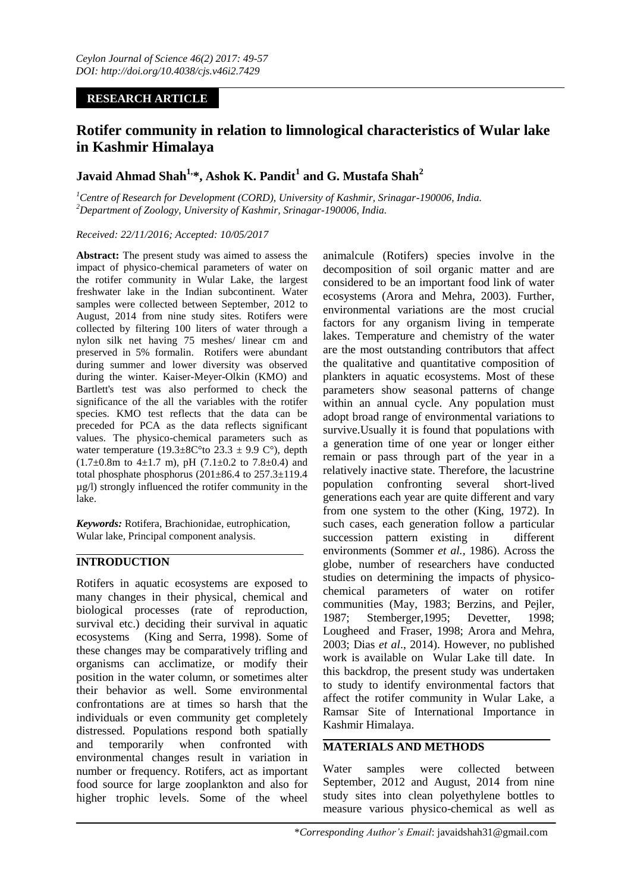**RESEARCH ARTICLE**

# Rotifer community in relation to limnological characteristics of Wular lake in Kashmir Himalaya

**Javaid Ahmad Shah[1,*], Ashok K. Pandit[1] and G. Mustafa Shah[2]**

[1]*Centre of Research for Development (CORD), University of Kashmir, Srinagar-190006, India.*
[2]*Department of Zoology, University of Kashmir, Srinagar-190006, India.*

*Received: 22/11/2016; Accepted: 10/05/2017*

**Abstract:** The present study was aimed to assess the impact of physico-chemical parameters of water on the rotifer community in Wular Lake, the largest freshwater lake in the Indian subcontinent. Water samples were collected between September, 2012 to August, 2014 from nine study sites. Rotifers were collected by filtering 100 liters of water through a nylon silk net having 75 meshes/ linear cm and preserved in 5% formalin. Rotifers were abundant during summer and lower diversity was observed during the winter. Kaiser-Meyer-Olkin (KMO) and Bartlett's test was also performed to check the significance of the all the variables with the rotifer species. KMO test reflects that the data can be preceded for PCA as the data reflects significant values. The physico-chemical parameters such as water temperature (19.3±8C°to 23.3 ± 9.9 C°), depth (1.7±0.8m to 4±1.7 m), pH (7.1±0.2 to 7.8±0.4) and total phosphate phosphorus (201±86.4 to 257.3±119.4 µg/l) strongly influenced the rotifer community in the lake.

***Keywords:*** Rotifera, Brachionidae, eutrophication, Wular lake, Principal component analysis.

## INTRODUCTION

Rotifers in aquatic ecosystems are exposed to many changes in their physical, chemical and biological processes (rate of reproduction, survival etc.) deciding their survival in aquatic ecosystems (King and Serra, 1998). Some of these changes may be comparatively trifling and organisms can acclimatize, or modify their position in the water column, or sometimes alter their behavior as well. Some environmental confrontations are at times so harsh that the individuals or even community get completely distressed. Populations respond both spatially and temporarily when confronted with environmental changes result in variation in number or frequency. Rotifers, act as important food source for large zooplankton and also for higher trophic levels. Some of the wheel animalcule (Rotifers) species involve in the decomposition of soil organic matter and are considered to be an important food link of water ecosystems (Arora and Mehra, 2003). Further, environmental variations are the most crucial factors for any organism living in temperate lakes. Temperature and chemistry of the water are the most outstanding contributors that affect the qualitative and quantitative composition of plankters in aquatic ecosystems. Most of these parameters show seasonal patterns of change within an annual cycle. Any population must adopt broad range of environmental variations to survive.Usually it is found that populations with a generation time of one year or longer either remain or pass through part of the year in a relatively inactive state. Therefore, the lacustrine population confronting several short-lived generations each year are quite different and vary from one system to the other (King, 1972). In such cases, each generation follow a particular succession pattern existing in different environments (Sommer *et al.*, 1986). Across the globe, number of researchers have conducted studies on determining the impacts of physico-chemical parameters of water on rotifer communities (May, 1983; Berzins, and Pejler, 1987; Stemberger,1995; Devetter, 1998; Lougheed and Fraser, 1998; Arora and Mehra, 2003; Dias *et al*., 2014). However, no published work is available on Wular Lake till date. In this backdrop, the present study was undertaken to study to identify environmental factors that affect the rotifer community in Wular Lake, a Ramsar Site of International Importance in Kashmir Himalaya.

## MATERIALS AND METHODS

Water samples were collected between September, 2012 and August, 2014 from nine study sites into clean polyethylene bottles to measure various physico-chemical as well as

\**Corresponding Author's Email*: javaidshah31@gmail.com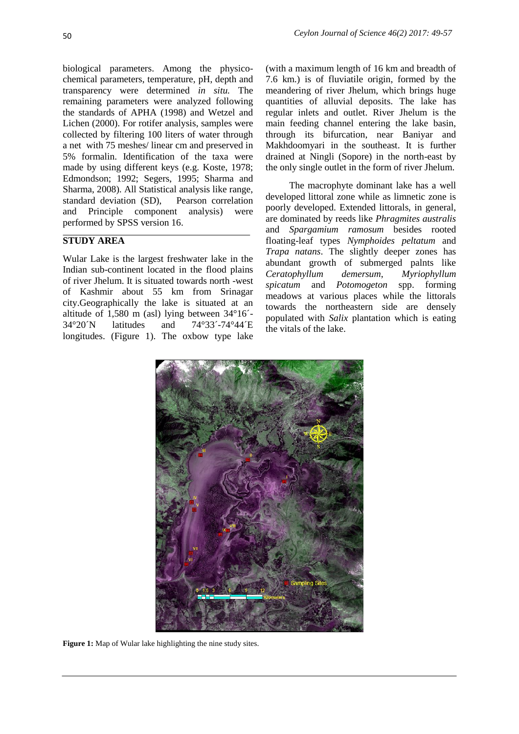biological parameters. Among the physico-chemical parameters, temperature, pH, depth and transparency were determined *in situ.* The remaining parameters were analyzed following the standards of APHA (1998) and Wetzel and Lichen (2000). For rotifer analysis, samples were collected by filtering 100 liters of water through a net with 75 meshes/ linear cm and preserved in 5% formalin. Identification of the taxa were made by using different keys (e.g. Koste, 1978; Edmondson; 1992; Segers, 1995; Sharma and Sharma, 2008). All Statistical analysis like range, standard deviation (SD), Pearson correlation and Principle component analysis) were performed by SPSS version 16.

## STUDY AREA

Wular Lake is the largest freshwater lake in the Indian sub-continent located in the flood plains of river Jhelum. It is situated towards north -west of Kashmir about 55 km from Srinagar city.Geographically the lake is situated at an altitude of 1,580 m (asl) lying between 34°16´-34°20´N latitudes and 74°33´-74°44´E longitudes. (Figure 1). The oxbow type lake (with a maximum length of 16 km and breadth of 7.6 km.) is of fluviatile origin, formed by the meandering of river Jhelum, which brings huge quantities of alluvial deposits. The lake has regular inlets and outlet. River Jhelum is the main feeding channel entering the lake basin, through its bifurcation, near Baniyar and Makhdoomyari in the southeast. It is further drained at Ningli (Sopore) in the north-east by the only single outlet in the form of river Jhelum.

The macrophyte dominant lake has a well developed littoral zone while as limnetic zone is poorly developed. Extended littorals, in general, are dominated by reeds like *Phragmites australis* and *Spargamium ramosum* besides rooted floating-leaf types *Nymphoides peltatum* and *Trapa natans*. The slightly deeper zones has abundant growth of submerged palnts like *Ceratophyllum demersum*, *Myriophyllum spicatum* and *Potomogeton* spp. forming meadows at various places while the littorals towards the northeastern side are densely populated with *Salix* plantation which is eating the vitals of the lake.

**Figure 1:** Map of Wular lake highlighting the nine study sites.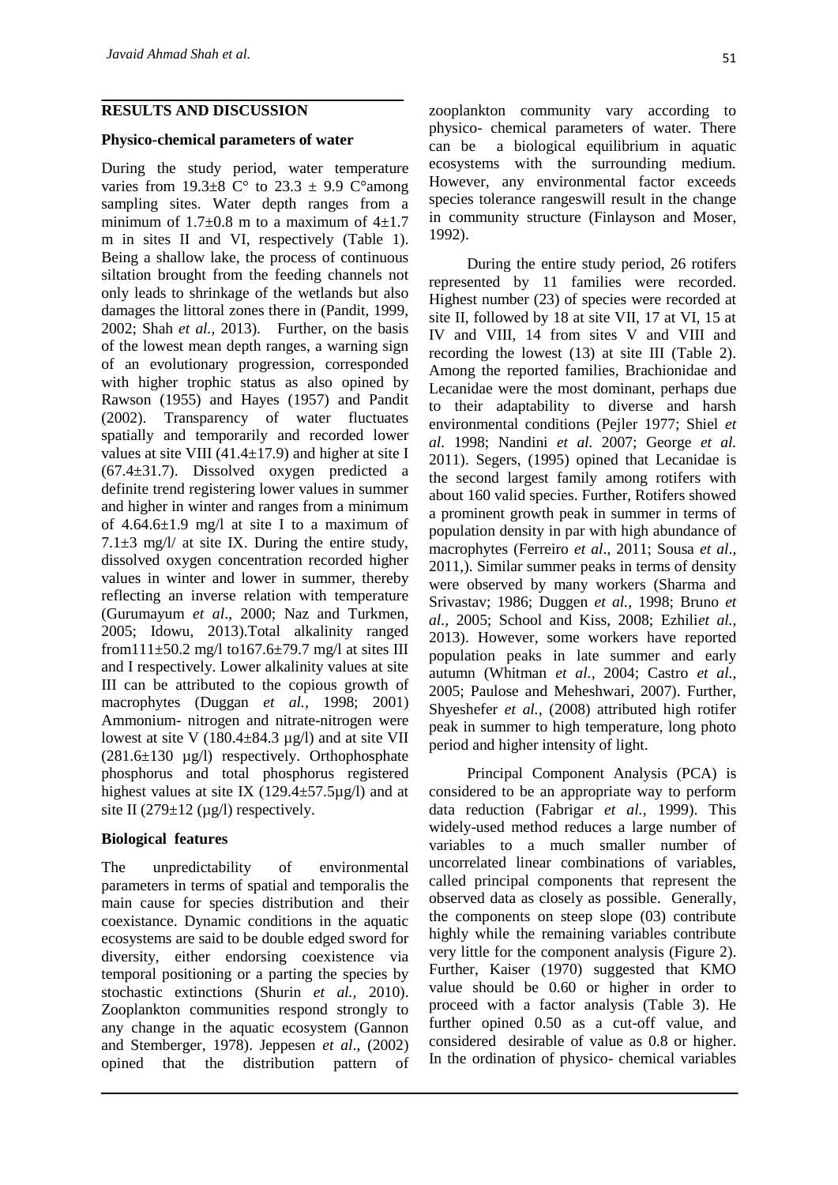## RESULTS AND DISCUSSION

### Physico-chemical parameters of water

During the study period, water temperature varies from 19.3±8 C° to 23.3 ± 9.9 C°among sampling sites. Water depth ranges from a minimum of 1.7±0.8 m to a maximum of 4±1.7 m in sites II and VI, respectively (Table 1). Being a shallow lake, the process of continuous siltation brought from the feeding channels not only leads to shrinkage of the wetlands but also damages the littoral zones there in (Pandit, 1999, 2002; Shah *et al.,* 2013). Further, on the basis of the lowest mean depth ranges, a warning sign of an evolutionary progression, corresponded with higher trophic status as also opined by Rawson (1955) and Hayes (1957) and Pandit (2002). Transparency of water fluctuates spatially and temporarily and recorded lower values at site VIII (41.4±17.9) and higher at site I (67.4±31.7). Dissolved oxygen predicted a definite trend registering lower values in summer and higher in winter and ranges from a minimum of 4.64.6±1.9 mg/l at site I to a maximum of 7.1±3 mg/l/ at site IX. During the entire study, dissolved oxygen concentration recorded higher values in winter and lower in summer, thereby reflecting an inverse relation with temperature (Gurumayum *et al*., 2000; Naz and Turkmen, 2005; Idowu, 2013).Total alkalinity ranged from111±50.2 mg/l to167.6±79.7 mg/l at sites III and I respectively. Lower alkalinity values at site III can be attributed to the copious growth of macrophytes (Duggan *et al.,* 1998; 2001) Ammonium- nitrogen and nitrate-nitrogen were lowest at site V (180.4±84.3 µg/l) and at site VII (281.6±130 µg/l) respectively. Orthophosphate phosphorus and total phosphorus registered highest values at site IX (129.4±57.5µg/l) and at site II (279±12 (µg/l) respectively.

### Biological features

The unpredictability of environmental parameters in terms of spatial and temporalis the main cause for species distribution and their coexistance. Dynamic conditions in the aquatic ecosystems are said to be double edged sword for diversity, either endorsing coexistence via temporal positioning or a parting the species by stochastic extinctions (Shurin *et al.,* 2010). Zooplankton communities respond strongly to any change in the aquatic ecosystem (Gannon and Stemberger, 1978). Jeppesen *et al*., (2002) opined that the distribution pattern of zooplankton community vary according to physico- chemical parameters of water. There can be a biological equilibrium in aquatic ecosystems with the surrounding medium. However, any environmental factor exceeds species tolerance rangeswill result in the change in community structure (Finlayson and Moser, 1992).

During the entire study period, 26 rotifers represented by 11 families were recorded. Highest number (23) of species were recorded at site II, followed by 18 at site VII, 17 at VI, 15 at IV and VIII, 14 from sites V and VIII and recording the lowest (13) at site III (Table 2). Among the reported families, Brachionidae and Lecanidae were the most dominant, perhaps due to their adaptability to diverse and harsh environmental conditions (Pejler 1977; Shiel *et al.* 1998; Nandini *et al.* 2007; George *et al.* 2011). Segers, (1995) opined that Lecanidae is the second largest family among rotifers with about 160 valid species. Further, Rotifers showed a prominent growth peak in summer in terms of population density in par with high abundance of macrophytes (Ferreiro *et al*., 2011; Sousa *et al*., 2011,). Similar summer peaks in terms of density were observed by many workers (Sharma and Srivastav; 1986; Duggen *et al.,* 1998; Bruno *et al.,* 2005; School and Kiss, 2008; Ezhili*et al.,* 2013). However, some workers have reported population peaks in late summer and early autumn (Whitman *et al.,* 2004; Castro *et al.,* 2005; Paulose and Meheshwari, 2007). Further, Shyeshefer *et al.,* (2008) attributed high rotifer peak in summer to high temperature, long photo period and higher intensity of light.

Principal Component Analysis (PCA) is considered to be an appropriate way to perform data reduction (Fabrigar *et al.,* 1999). This widely-used method reduces a large number of variables to a much smaller number of uncorrelated linear combinations of variables, called principal components that represent the observed data as closely as possible. Generally, the components on steep slope (03) contribute highly while the remaining variables contribute very little for the component analysis (Figure 2). Further, Kaiser (1970) suggested that KMO value should be 0.60 or higher in order to proceed with a factor analysis (Table 3). He further opined 0.50 as a cut-off value, and considered desirable of value as 0.8 or higher. In the ordination of physico- chemical variables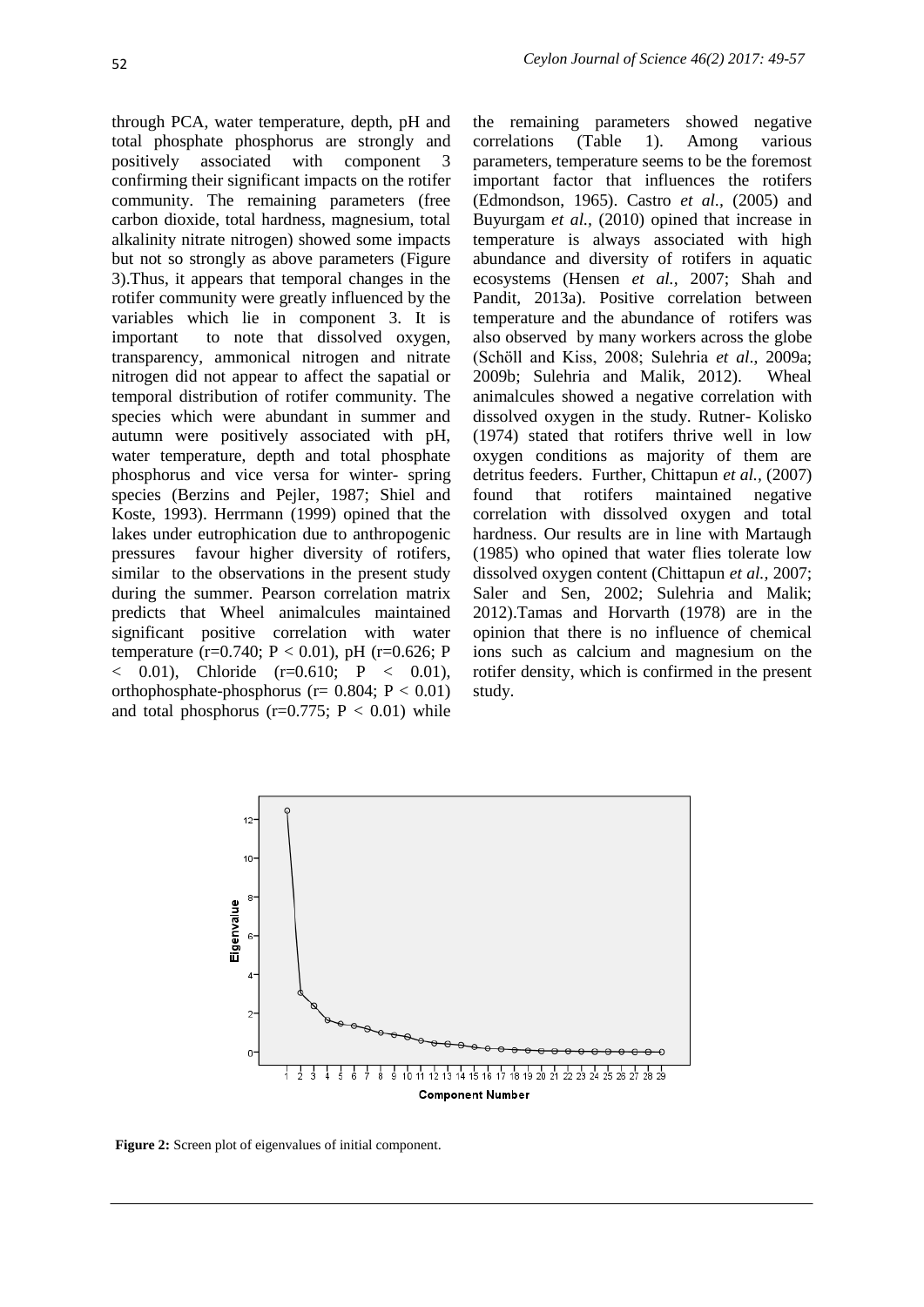through PCA, water temperature, depth, pH and total phosphate phosphorus are strongly and positively associated with component 3 confirming their significant impacts on the rotifer community. The remaining parameters (free carbon dioxide, total hardness, magnesium, total alkalinity nitrate nitrogen) showed some impacts but not so strongly as above parameters (Figure 3).Thus, it appears that temporal changes in the rotifer community were greatly influenced by the variables which lie in component 3. It is important to note that dissolved oxygen, transparency, ammonical nitrogen and nitrate nitrogen did not appear to affect the sapatial or temporal distribution of rotifer community. The species which were abundant in summer and autumn were positively associated with pH, water temperature, depth and total phosphate phosphorus and vice versa for winter- spring species (Berzins and Pejler, 1987; Shiel and Koste, 1993). Herrmann (1999) opined that the lakes under eutrophication due to anthropogenic pressures favour higher diversity of rotifers, similar to the observations in the present study during the summer. Pearson correlation matrix predicts that Wheel animalcules maintained significant positive correlation with water temperature ($r=0.740$; $P < 0.01$), pH ($r=0.626$; $P < 0.01$), Chloride ($r=0.610$; $P < 0.01$), orthophosphate-phosphorus ($r= 0.804$; $P < 0.01$) and total phosphorus ($r=0.775$; $P < 0.01$) while the remaining parameters showed negative correlations (Table 1). Among various parameters, temperature seems to be the foremost important factor that influences the rotifers (Edmondson, 1965). Castro *et al.,* (2005) and Buyurgam *et al.,* (2010) opined that increase in temperature is always associated with high abundance and diversity of rotifers in aquatic ecosystems (Hensen *et al.,* 2007; Shah and Pandit, 2013a). Positive correlation between temperature and the abundance of rotifers was also observed by many workers across the globe (Schöll and Kiss, 2008; Sulehria *et al*., 2009a; 2009b; Sulehria and Malik, 2012). Wheal animalcules showed a negative correlation with dissolved oxygen in the study. Rutner- Kolisko (1974) stated that rotifers thrive well in low oxygen conditions as majority of them are detritus feeders. Further, Chittapun *et al.,* (2007) found that rotifers maintained negative correlation with dissolved oxygen and total hardness. Our results are in line with Martaugh (1985) who opined that water flies tolerate low dissolved oxygen content (Chittapun *et al.,* 2007; Saler and Sen, 2002; Sulehria and Malik; 2012).Tamas and Horvarth (1978) are in the opinion that there is no influence of chemical ions such as calcium and magnesium on the rotifer density, which is confirmed in the present study.

**Figure 2:** Screen plot of eigenvalues of initial component.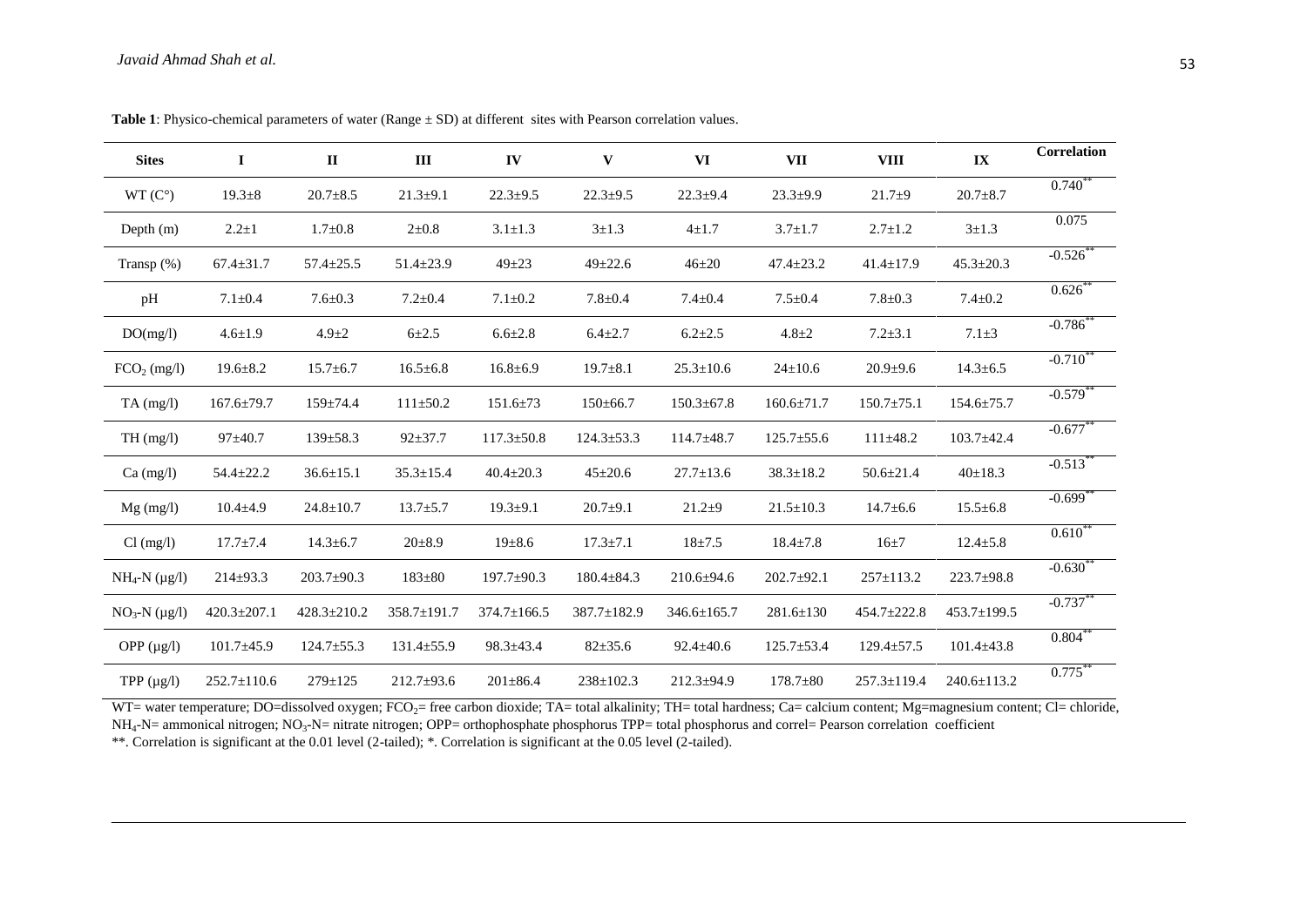**Table 1**: Physico-chemical parameters of water (Range ± SD) at different sites with Pearson correlation values.

| Sites | I | II | III | IV | V | VI | VII | VIII | IX | Correlation |
|---|---|---|---|---|---|---|---|---|---|---|
| WT (C°) | 19.3±8 | 20.7±8.5 | 21.3±9.1 | 22.3±9.5 | 22.3±9.5 | 22.3±9.4 | 23.3±9.9 | 21.7±9 | 20.7±8.7 | 0.740** |
| Depth (m) | 2.2±1 | 1.7±0.8 | 2±0.8 | 3.1±1.3 | 3±1.3 | 4±1.7 | 3.7±1.7 | 2.7±1.2 | 3±1.3 | 0.075 |
| Transp (%) | 67.4±31.7 | 57.4±25.5 | 51.4±23.9 | 49±23 | 49±22.6 | 46±20 | 47.4±23.2 | 41.4±17.9 | 45.3±20.3 | -0.526** |
| pH | 7.1±0.4 | 7.6±0.3 | 7.2±0.4 | 7.1±0.2 | 7.8±0.4 | 7.4±0.4 | 7.5±0.4 | 7.8±0.3 | 7.4±0.2 | 0.626** |
| DO(mg/l) | 4.6±1.9 | 4.9±2 | 6±2.5 | 6.6±2.8 | 6.4±2.7 | 6.2±2.5 | 4.8±2 | 7.2±3.1 | 7.1±3 | -0.786** |
| $FCO_2$ (mg/l) | 19.6±8.2 | 15.7±6.7 | 16.5±6.8 | 16.8±6.9 | 19.7±8.1 | 25.3±10.6 | 24±10.6 | 20.9±9.6 | 14.3±6.5 | -0.710** |
| TA (mg/l) | 167.6±79.7 | 159±74.4 | 111±50.2 | 151.6±73 | 150±66.7 | 150.3±67.8 | 160.6±71.7 | 150.7±75.1 | 154.6±75.7 | -0.579** |
| TH (mg/l) | 97±40.7 | 139±58.3 | 92±37.7 | 117.3±50.8 | 124.3±53.3 | 114.7±48.7 | 125.7±55.6 | 111±48.2 | 103.7±42.4 | -0.677** |
| Ca (mg/l) | 54.4±22.2 | 36.6±15.1 | 35.3±15.4 | 40.4±20.3 | 45±20.6 | 27.7±13.6 | 38.3±18.2 | 50.6±21.4 | 40±18.3 | -0.513** |
| Mg (mg/l) | 10.4±4.9 | 24.8±10.7 | 13.7±5.7 | 19.3±9.1 | 20.7±9.1 | 21.2±9 | 21.5±10.3 | 14.7±6.6 | 15.5±6.8 | -0.699** |
| Cl (mg/l) | 17.7±7.4 | 14.3±6.7 | 20±8.9 | 19±8.6 | 17.3±7.1 | 18±7.5 | 18.4±7.8 | 16±7 | 12.4±5.8 | 0.610** |
| $NH_4$-N (µg/l) | 214±93.3 | 203.7±90.3 | 183±80 | 197.7±90.3 | 180.4±84.3 | 210.6±94.6 | 202.7±92.1 | 257±113.2 | 223.7±98.8 | -0.630** |
| $NO_3$-N (µg/l) | 420.3±207.1 | 428.3±210.2 | 358.7±191.7 | 374.7±166.5 | 387.7±182.9 | 346.6±165.7 | 281.6±130 | 454.7±222.8 | 453.7±199.5 | -0.737** |
| OPP (µg/l) | 101.7±45.9 | 124.7±55.3 | 131.4±55.9 | 98.3±43.4 | 82±35.6 | 92.4±40.6 | 125.7±53.4 | 129.4±57.5 | 101.4±43.8 | 0.804** |
| TPP (µg/l) | 252.7±110.6 | 279±125 | 212.7±93.6 | 201±86.4 | 238±102.3 | 212.3±94.9 | 178.7±80 | 257.3±119.4 | 240.6±113.2 | 0.775** |

WT= water temperature; DO=dissolved oxygen; $FCO_2$= free carbon dioxide; TA= total alkalinity; TH= total hardness; Ca= calcium content; Mg=magnesium content; Cl= chloride, $NH_4$-N= ammonical nitrogen; $NO_3$-N= nitrate nitrogen; OPP= orthophosphate phosphorus TPP= total phosphorus and correl= Pearson correlation coefficient

**. Correlation is significant at the 0.01 level (2-tailed); *. Correlation is significant at the 0.05 level (2-tailed).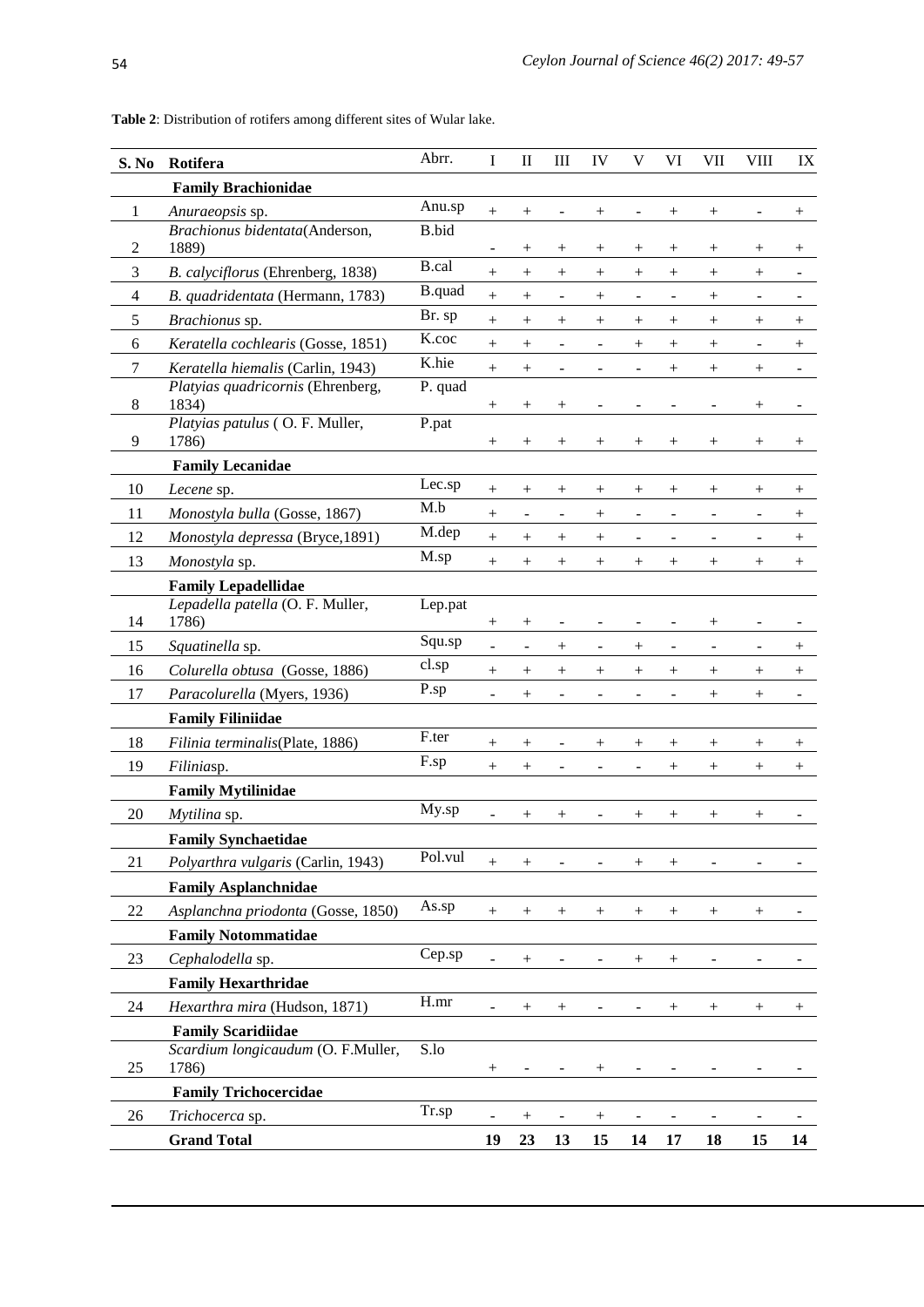**Table 2**: Distribution of rotifers among different sites of Wular lake.

| S. No | Rotifera | Abrr. | I | II | III | IV | V | VI | VII | VIII | IX |
|---|---|---|---|---|---|---|---|---|---|---|---|
| | **Family Brachionidae** | | | | | | | | | | |
| 1 | *Anuraeopsis* sp. | Anu.sp | + | + | - | + | - | + | + | - | + |
| 2 | *Brachionus bidentata*(Anderson, 1889) | B.bid | - | + | + | + | + | + | + | + | + |
| 3 | *B. calyciflorus* (Ehrenberg, 1838) | B.cal | + | + | + | + | + | + | + | + | - |
| 4 | *B. quadridentata* (Hermann, 1783) | B.quad | + | + | - | + | - | - | + | - | - |
| 5 | *Brachionus* sp. | Br. sp | + | + | + | + | + | + | + | + | + |
| 6 | *Keratella cochlearis* (Gosse, 1851) | K.coc | + | + | - | - | + | + | + | - | + |
| 7 | *Keratella hiemalis* (Carlin, 1943) | K.hie | + | + | - | - | - | + | + | + | - |
| 8 | *Platyias quadricornis* (Ehrenberg, 1834) | P. quad | + | + | + | - | - | - | - | + | - |
| 9 | *Platyias patulus* ( O. F. Muller, 1786) | P.pat | + | + | + | + | + | + | + | + | + |
| | **Family Lecanidae** | | | | | | | | | | |
| 10 | *Lecene* sp. | Lec.sp | + | + | + | + | + | + | + | + | + |
| 11 | *Monostyla bulla* (Gosse, 1867) | M.b | + | - | - | + | - | - | - | - | + |
| 12 | *Monostyla depressa* (Bryce,1891) | M.dep | + | + | + | + | - | - | - | - | + |
| 13 | *Monostyla* sp. | M.sp | + | + | + | + | + | + | + | + | + |
| | **Family Lepadellidae** | | | | | | | | | | |
| 14 | *Lepadella patella* (O. F. Muller, 1786) | Lep.pat | + | + | - | - | - | - | + | - | - |
| 15 | *Squatinella* sp. | Squ.sp | - | - | + | - | + | - | - | - | + |
| 16 | *Colurella obtusa* (Gosse, 1886) | cl.sp | + | + | + | + | + | + | + | + | + |
| 17 | *Paracolurella* (Myers, 1936) | P.sp | - | + | - | - | - | - | + | + | - |
| | **Family Filiniidae** | | | | | | | | | | |
| 18 | *Filinia terminalis*(Plate, 1886) | F.ter | + | + | - | + | + | + | + | + | + |
| 19 | *Filinia*sp. | F.sp | + | + | - | - | - | + | + | + | + |
| | **Family Mytilinidae** | | | | | | | | | | |
| 20 | *Mytilina* sp. | My.sp | - | + | + | - | + | + | + | + | - |
| | **Family Synchaetidae** | | | | | | | | | | |
| 21 | *Polyarthra vulgaris* (Carlin, 1943) | Pol.vul | + | + | - | - | + | + | - | - | - |
| | **Family Asplanchnidae** | | | | | | | | | | |
| 22 | *Asplanchna priodonta* (Gosse, 1850) | As.sp | + | + | + | + | + | + | + | + | - |
| | **Family Notommatidae** | | | | | | | | | | |
| 23 | *Cephalodella* sp. | Cep.sp | - | + | - | - | + | + | - | - | - |
| | **Family Hexarthridae** | | | | | | | | | | |
| 24 | *Hexarthra mira* (Hudson, 1871) | H.mr | - | + | + | - | - | + | + | + | + |
| | **Family Scaridiidae** | | | | | | | | | | |
| 25 | *Scardium longicaudum* (O. F.Muller, 1786) | S.lo | + | - | - | + | - | - | - | - | - |
| | **Family Trichocercidae** | | | | | | | | | | |
| 26 | *Trichocerca* sp. | Tr.sp | - | + | - | + | - | - | - | - | - |
| | **Grand Total** | | **19** | **23** | **13** | **15** | **14** | **17** | **18** | **15** | **14** |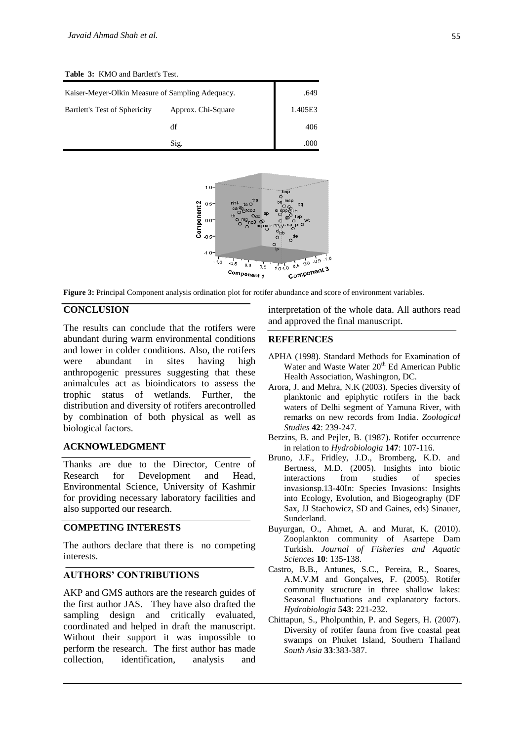**Table 3:** KMO and Bartlett's Test.

| | | |
|---|---|---|
| Kaiser-Meyer-Olkin Measure of Sampling Adequacy. | | .649 |
| Bartlett's Test of Sphericity | Approx. Chi-Square | 1.405E3 |
| | df | 406 |
| | Sig. | .000 |

**Figure 3:** Principal Component analysis ordination plot for rotifer abundance and score of environment variables.

## CONCLUSION

The results can conclude that the rotifers were abundant during warm environmental conditions and lower in colder conditions. Also, the rotifers were abundant in sites having high anthropogenic pressures suggesting that these animalcules act as bioindicators to assess the trophic status of wetlands. Further, the distribution and diversity of rotifers arecontrolled by combination of both physical as well as biological factors.

## ACKNOWLEDGMENT

Thanks are due to the Director, Centre of Research for Development and Head, Environmental Science, University of Kashmir for providing necessary laboratory facilities and also supported our research.

## COMPETING INTERESTS

The authors declare that there is no competing interests.

## AUTHORS' CONTRIBUTIONS

AKP and GMS authors are the research guides of the first author JAS. They have also drafted the sampling design and critically evaluated, coordinated and helped in draft the manuscript. Without their support it was impossible to perform the research. The first author has made collection, identification, analysis and interpretation of the whole data. All authors read and approved the final manuscript.

## REFERENCES

APHA (1998). Standard Methods for Examination of Water and Waste Water 20th Ed American Public Health Association, Washington, DC.

Arora, J. and Mehra, N.K (2003). Species diversity of planktonic and epiphytic rotifers in the back waters of Delhi segment of Yamuna River, with remarks on new records from India. *Zoological Studies* **42**: 239-247.

Berzins, B. and Pejler, B. (1987). Rotifer occurrence in relation to *Hydrobiologia* **147**: 107-116.

Bruno, J.F., Fridley, J.D., Bromberg, K.D. and Bertness, M.D. (2005). Insights into biotic interactions from studies of species invasionsp.13-40In: Species Invasions: Insights into Ecology, Evolution, and Biogeography (DF Sax, JJ Stachowicz, SD and Gaines, eds) Sinauer, Sunderland.

Buyurgan, O., Ahmet, A. and Murat, K. (2010). Zooplankton community of Asartepe Dam Turkish. *Journal of Fisheries and Aquatic Sciences* **10**: 135-138.

Castro, B.B., Antunes, S.C., Pereira, R., Soares, A.M.V.M and Gonçalves, F. (2005). Rotifer community structure in three shallow lakes: Seasonal fluctuations and explanatory factors. *Hydrobiologia* **543**: 221-232.

Chittapun, S., Pholpunthin, P. and Segers, H. (2007). Diversity of rotifer fauna from five coastal peat swamps on Phuket Island, Southern Thailand *South Asia* **33**:383-387.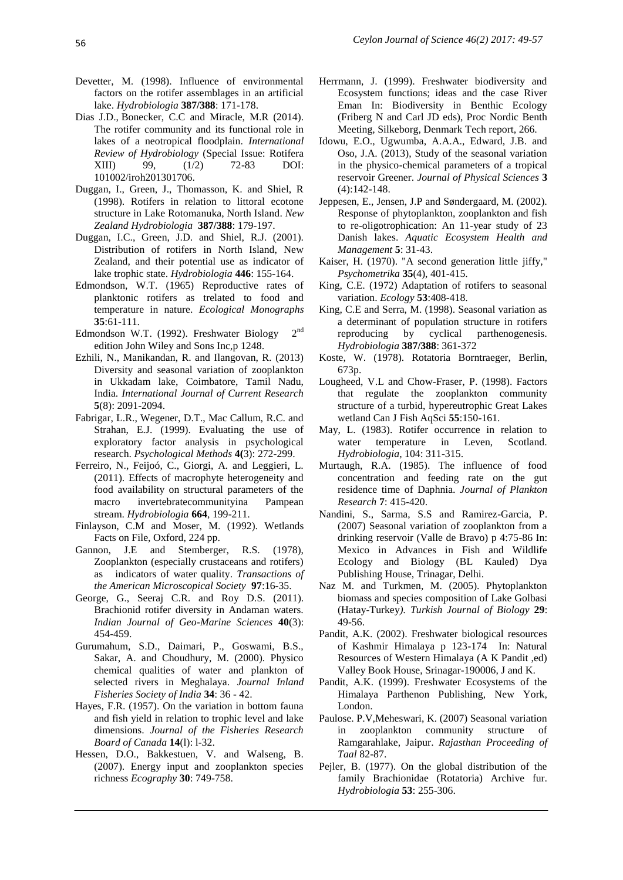Devetter, M. (1998). Influence of environmental factors on the rotifer assemblages in an artificial lake. *Hydrobiologia* **387/388**: 171-178.

Dias J.D., Bonecker, C.C and Miracle, M.R (2014). The rotifer community and its functional role in lakes of a neotropical floodplain. *International Review of Hydrobiology* (Special Issue: Rotifera XIII) 99, (1/2) 72-83 DOI: 101002/iroh201301706.

Duggan, I., Green, J., Thomasson, K. and Shiel, R (1998). Rotifers in relation to littoral ecotone structure in Lake Rotomanuka, North Island. *New Zealand Hydrobiologia* **387/388**: 179-197.

Duggan, I.C., Green, J.D. and Shiel, R.J. (2001). Distribution of rotifers in North Island, New Zealand, and their potential use as indicator of lake trophic state. *Hydrobiologia* **446**: 155-164.

Edmondson, W.T. (1965) Reproductive rates of planktonic rotifers as trelated to food and temperature in nature. *Ecological Monographs* **35**:61-111.

Edmondson W.T. (1992). Freshwater Biology 2nd edition John Wiley and Sons Inc,p 1248.

Ezhili, N., Manikandan, R. and Ilangovan, R. (2013) Diversity and seasonal variation of zooplankton in Ukkadam lake, Coimbatore, Tamil Nadu, India. *International Journal of Current Research* **5**(8): 2091-2094.

Fabrigar, L.R., Wegener, D.T., Mac Callum, R.C. and Strahan, E.J. (1999). Evaluating the use of exploratory factor analysis in psychological research. *Psychological Methods* **4(**3): 272-299.

Ferreiro, N., Feijoó, C., Giorgi, A. and Leggieri, L. (2011). Effects of macrophyte heterogeneity and food availability on structural parameters of the macro invertebratecommunityina Pampean stream. *Hydrobiologia* **664**, 199-211.

Finlayson, C.M and Moser, M. (1992). Wetlands Facts on File, Oxford, 224 pp.

Gannon, J.E and Stemberger, R.S. (1978), Zooplankton (especially crustaceans and rotifers) as indicators of water quality. *Transactions of the American Microscopical Society* **97**:16-35.

George, G., Seeraj C.R. and Roy D.S. (2011). Brachionid rotifer diversity in Andaman waters. *Indian Journal of Geo-Marine Sciences* **40**(3): 454-459.

Gurumahum, S.D., Daimari, P., Goswami, B.S., Sakar, A. and Choudhury, M. (2000). Physico chemical qualities of water and plankton of selected rivers in Meghalaya. *Journal Inland Fisheries Society of India* **34**: 36 - 42.

Hayes, F.R. (1957). On the variation in bottom fauna and fish yield in relation to trophic level and lake dimensions. *Journal of the Fisheries Research Board of Canada* **14**(l): l-32.

Hessen, D.O., Bakkestuen, V. and Walseng, B. (2007). Energy input and zooplankton species richness *Ecography* **30**: 749-758.

Herrmann, J. (1999). Freshwater biodiversity and Ecosystem functions; ideas and the case River Eman In: Biodiversity in Benthic Ecology (Friberg N and Carl JD eds), Proc Nordic Benth Meeting, Silkeborg, Denmark Tech report, 266.

Idowu, E.O., Ugwumba, A.A.A., Edward, J.B. and Oso, J.A. (2013), Study of the seasonal variation in the physico-chemical parameters of a tropical reservoir Greener. *Journal of Physical Sciences* **3** (4):142-148.

Jeppesen, E., Jensen, J.P and Søndergaard, M. (2002). Response of phytoplankton, zooplankton and fish to re-oligotrophication: An 11-year study of 23 Danish lakes. *Aquatic Ecosystem Health and Management* **5**: 31-43.

Kaiser, H. (1970). "A second generation little jiffy," *Psychometrika* **35**(4), 401-415.

King, C.E. (1972) Adaptation of rotifers to seasonal variation. *Ecology* **53**:408-418.

King, C.E and Serra, M. (1998). Seasonal variation as a determinant of population structure in rotifers reproducing by cyclical parthenogenesis. *Hydrobiologia* **387/388**: 361-372

Koste, W. (1978). Rotatoria Borntraeger, Berlin, 673p.

Lougheed, V.L and Chow-Fraser, P. (1998). Factors that regulate the zooplankton community structure of a turbid, hypereutrophic Great Lakes wetland Can J Fish AqSci **55**:150-161.

May, L. (1983). Rotifer occurrence in relation to water temperature in Leven, Scotland. *Hydrobiologia*, 104: 311-315.

Murtaugh, R.A. (1985). The influence of food concentration and feeding rate on the gut residence time of Daphnia. *Journal of Plankton Research* **7**: 415-420.

Nandini, S., Sarma, S.S and Ramirez-Garcia, P. (2007) Seasonal variation of zooplankton from a drinking reservoir (Valle de Bravo) p 4:75-86 In: Mexico in Advances in Fish and Wildlife Ecology and Biology (BL Kauled) Dya Publishing House, Trinagar, Delhi.

Naz M. and Turkmen, M. (2005). Phytoplankton biomass and species composition of Lake Golbasi (Hatay-Turkey*). Turkish Journal of Biology* **29**: 49-56.

Pandit, A.K. (2002). Freshwater biological resources of Kashmir Himalaya p 123-174 In: Natural Resources of Western Himalaya (A K Pandit ,ed) Valley Book House, Srinagar-190006, J and K.

Pandit, A.K. (1999). Freshwater Ecosystems of the Himalaya Parthenon Publishing, New York, London.

Paulose. P.V,Meheswari, K. (2007) Seasonal variation in zooplankton community structure of Ramgarahlake, Jaipur. *Rajasthan Proceeding of Taal* 82-87.

Pejler, B. (1977). On the global distribution of the family Brachionidae (Rotatoria) Archive fur. *Hydrobiologia* **53**: 255-306.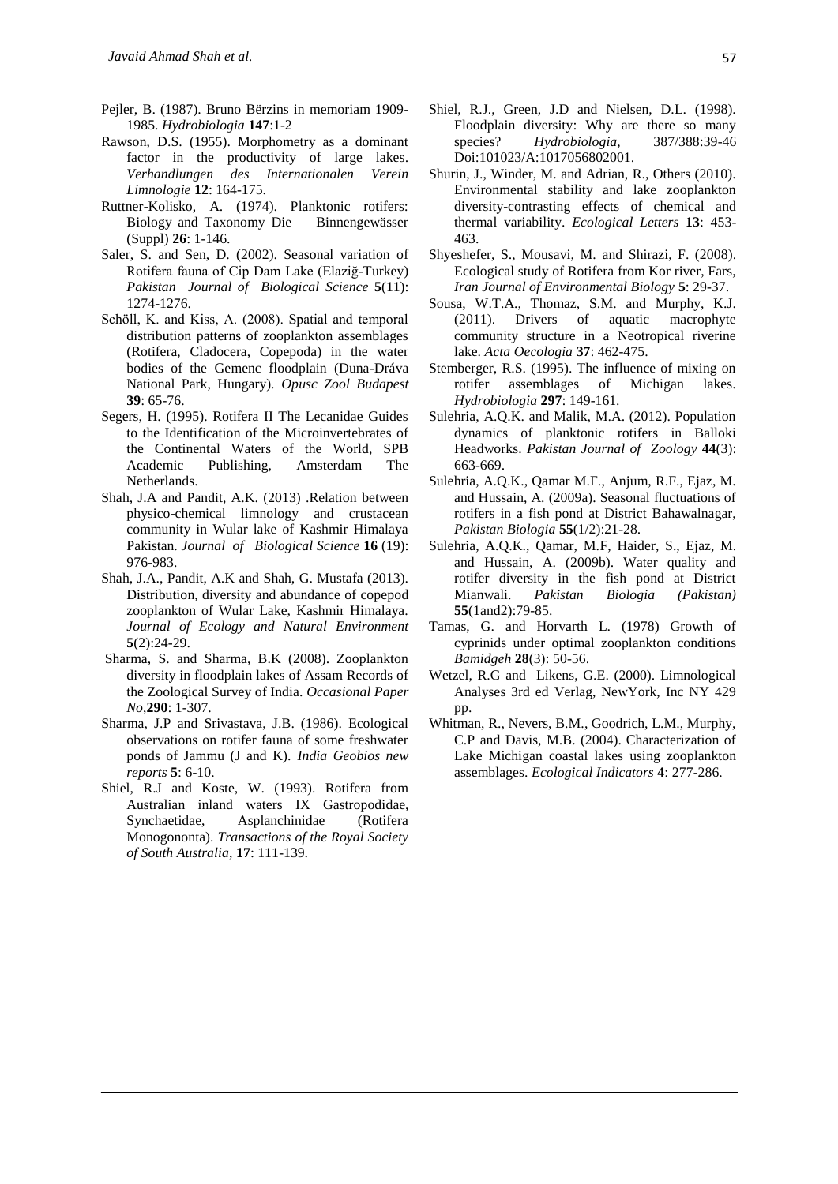Pejler, B. (1987). Bruno Bërzins in memoriam 1909-1985. *Hydrobiologia* **147**:1-2

Rawson, D.S. (1955). Morphometry as a dominant factor in the productivity of large lakes. *Verhandlungen des Internationalen Verein Limnologie* **12**: 164-175.

Ruttner-Kolisko, A. (1974). Planktonic rotifers: Biology and Taxonomy Die Binnengewässer (Suppl) **26**: 1-146.

Saler, S. and Sen, D. (2002). Seasonal variation of Rotifera fauna of Cip Dam Lake (Elaziğ-Turkey) *Pakistan Journal of Biological Science* **5**(11): 1274-1276.

Schöll, K. and Kiss, A. (2008). Spatial and temporal distribution patterns of zooplankton assemblages (Rotifera, Cladocera, Copepoda) in the water bodies of the Gemenc floodplain (Duna-Dráva National Park, Hungary). *Opusc Zool Budapest* **39**: 65-76.

Segers, H. (1995). Rotifera II The Lecanidae Guides to the Identification of the Microinvertebrates of the Continental Waters of the World, SPB Academic Publishing, Amsterdam The Netherlands.

Shah, J.A and Pandit, A.K. (2013) .Relation between physico-chemical limnology and crustacean community in Wular lake of Kashmir Himalaya Pakistan. *Journal of Biological Science* **16** (19): 976-983.

Shah, J.A., Pandit, A.K and Shah, G. Mustafa (2013). Distribution, diversity and abundance of copepod zooplankton of Wular Lake, Kashmir Himalaya. *Journal of Ecology and Natural Environment* **5**(2):24-29.

Sharma, S. and Sharma, B.K (2008). Zooplankton diversity in floodplain lakes of Assam Records of the Zoological Survey of India. *Occasional Paper No*,**290**: 1-307.

Sharma, J.P and Srivastava, J.B. (1986). Ecological observations on rotifer fauna of some freshwater ponds of Jammu (J and K). *India Geobios new reports* **5**: 6-10.

Shiel, R.J and Koste, W. (1993). Rotifera from Australian inland waters IX Gastropodidae, Synchaetidae, Asplanchinidae (Rotifera Monogononta). *Transactions of the Royal Society of South Australia*, **17**: 111-139.

Shiel, R.J., Green, J.D and Nielsen, D.L. (1998). Floodplain diversity: Why are there so many species? *Hydrobiologia*, 387/388:39-46 Doi:101023/A:1017056802001.

Shurin, J., Winder, M. and Adrian, R., Others (2010). Environmental stability and lake zooplankton diversity-contrasting effects of chemical and thermal variability. *Ecological Letters* **13**: 453-463.

Shyeshefer, S., Mousavi, M. and Shirazi, F. (2008). Ecological study of Rotifera from Kor river, Fars, *Iran Journal of Environmental Biology* **5**: 29-37.

Sousa, W.T.A., Thomaz, S.M. and Murphy, K.J. (2011). Drivers of aquatic macrophyte community structure in a Neotropical riverine lake. *Acta Oecologia* **37**: 462-475.

Stemberger, R.S. (1995). The influence of mixing on rotifer assemblages of Michigan lakes. *Hydrobiologia* **297**: 149-161.

Sulehria, A.Q.K. and Malik, M.A. (2012). Population dynamics of planktonic rotifers in Balloki Headworks. *Pakistan Journal of Zoology* **44**(3): 663-669.

Sulehria, A.Q.K., Qamar M.F., Anjum, R.F., Ejaz, M. and Hussain, A. (2009a). Seasonal fluctuations of rotifers in a fish pond at District Bahawalnagar, *Pakistan Biologia* **55**(1/2):21-28.

Sulehria, A.Q.K., Qamar, M.F, Haider, S., Ejaz, M. and Hussain, A. (2009b). Water quality and rotifer diversity in the fish pond at District Mianwali. *Pakistan Biologia (Pakistan)* **55**(1and2):79-85.

Tamas, G. and Horvarth L. (1978) Growth of cyprinids under optimal zooplankton conditions *Bamidgeh* **28**(3): 50-56.

Wetzel, R.G and Likens, G.E. (2000). Limnological Analyses 3rd ed Verlag, NewYork, Inc NY 429 pp.

Whitman, R., Nevers, B.M., Goodrich, L.M., Murphy, C.P and Davis, M.B. (2004). Characterization of Lake Michigan coastal lakes using zooplankton assemblages. *Ecological Indicators* **4**: 277-286.